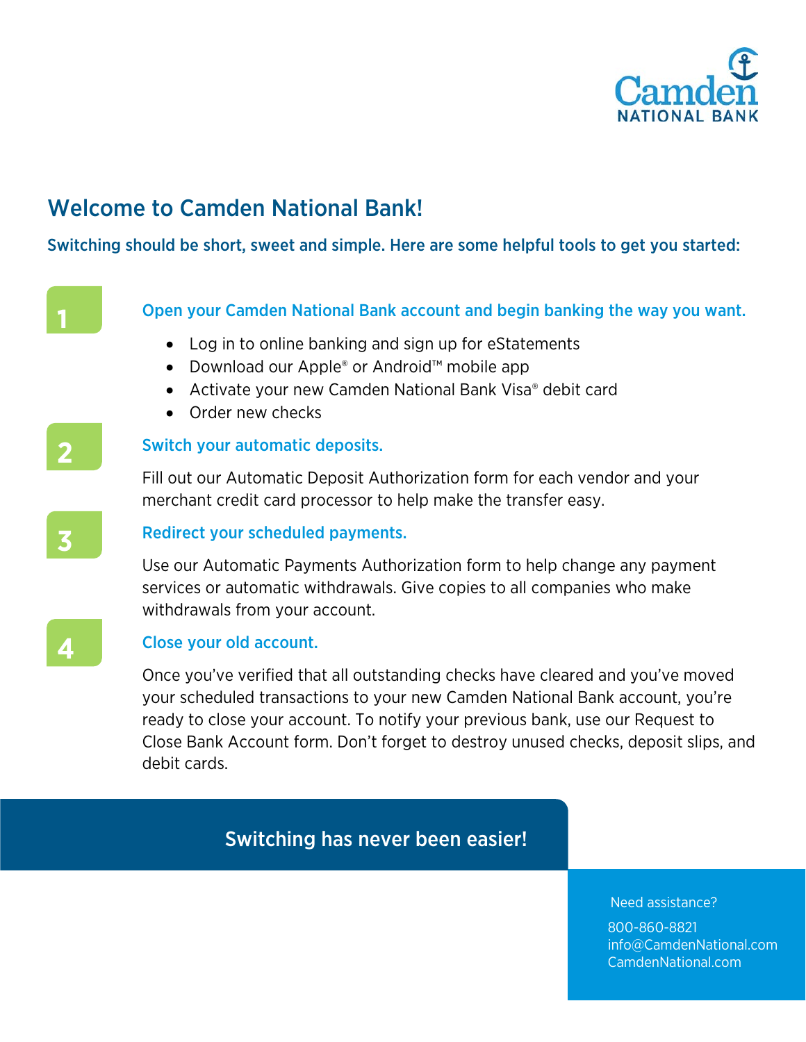Camden NATIONAL BANK

# Welcome to Camden National Bank!

**Switching should be short, sweet and simple. Here are some helpful tools to get you started:**

## 1 Open your Camden National Bank account and begin banking the way you want.

- Log in to online banking and sign up for eStatements
- Download our Apple® or Android™ mobile app
- Activate your new Camden National Bank Visa® debit card
- Order new checks

## 2 Switch your automatic deposits.

Fill out our Automatic Deposit Authorization form for each vendor and your merchant credit card processor to help make the transfer easy.

## 3 Redirect your scheduled payments.

Use our Automatic Payments Authorization form to help change any payment services or automatic withdrawals. Give copies to all companies who make withdrawals from your account.

## 4 Close your old account.

Once you've verified that all outstanding checks have cleared and you've moved your scheduled transactions to your new Camden National Bank account, you're ready to close your account. To notify your previous bank, use our Request to Close Bank Account form. Don't forget to destroy unused checks, deposit slips, and debit cards.

**Switching has never been easier!**

Need assistance?
800-860-8821
info@CamdenNational.com
CamdenNational.com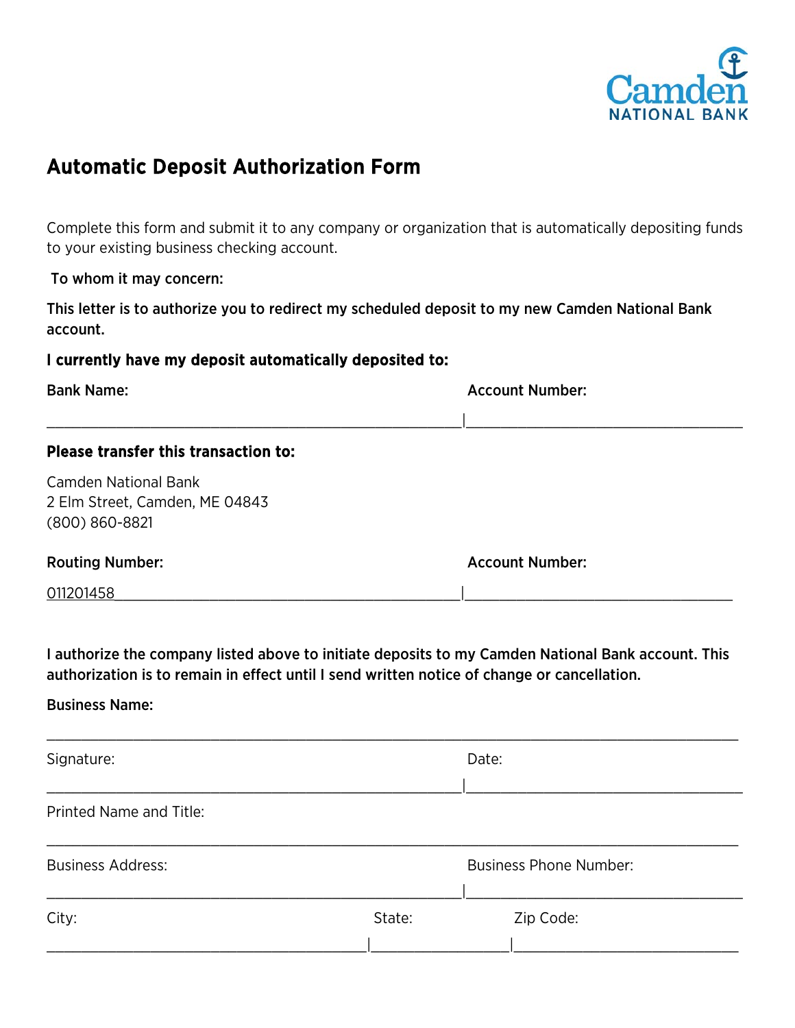Camden NATIONAL BANK

# Automatic Deposit Authorization Form

Complete this form and submit it to any company or organization that is automatically depositing funds to your existing business checking account.

**To whom it may concern:**

**This letter is to authorize you to redirect my scheduled deposit to my new Camden National Bank account.**

**I currently have my deposit automatically deposited to:**

| **Bank Name:** | **Account Number:** |
|---|---|
| | |

**Please transfer this transaction to:**

Camden National Bank
2 Elm Street, Camden, ME 04843
(800) 860-8821

| **Routing Number:** | **Account Number:** |
|---|---|
| 011201458 | |

**I authorize the company listed above to initiate deposits to my Camden National Bank account. This authorization is to remain in effect until I send written notice of change or cancellation.**

**Business Name:**

_______________________________________________

| Signature: | Date: |
|---|---|
| | |

Printed Name and Title:

_______________________________________________

| Business Address: | Business Phone Number: |
|---|---|
| | |

| City: | State: | Zip Code: |
|---|---|---|
| | | |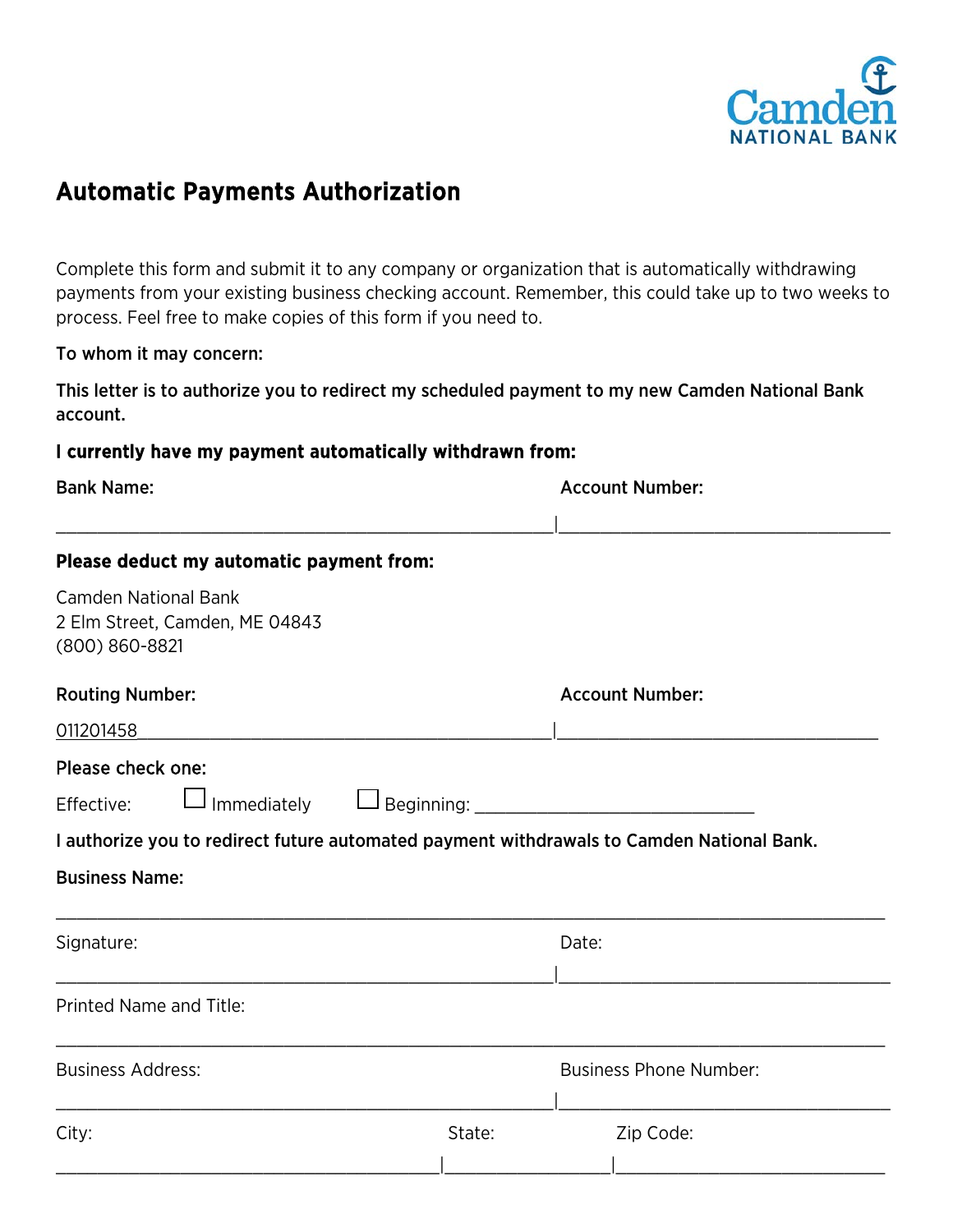Camden NATIONAL BANK

# Automatic Payments Authorization

Complete this form and submit it to any company or organization that is automatically withdrawing payments from your existing business checking account. Remember, this could take up to two weeks to process. Feel free to make copies of this form if you need to.

**To whom it may concern:**

**This letter is to authorize you to redirect my scheduled payment to my new Camden National Bank account.**

**I currently have my payment automatically withdrawn from:**

**Bank Name:** ______________________________ | **Account Number:** ______________________________

**Please deduct my automatic payment from:**

Camden National Bank
2 Elm Street, Camden, ME 04843
(800) 860-8821

**Routing Number:** 011201458______________________________ | **Account Number:** ______________________________

**Please check one:**

Effective: ☐ Immediately ☐ Beginning: ______________________________

**I authorize you to redirect future automated payment withdrawals to Camden National Bank.**

**Business Name:**

______________________________________________________________

Signature: ______________________________ | Date: ______________________________

Printed Name and Title:

______________________________________________________________

Business Address: ______________________________ | Business Phone Number: ______________________________

City: ______________________________ | State: ______________ | Zip Code: ______________________________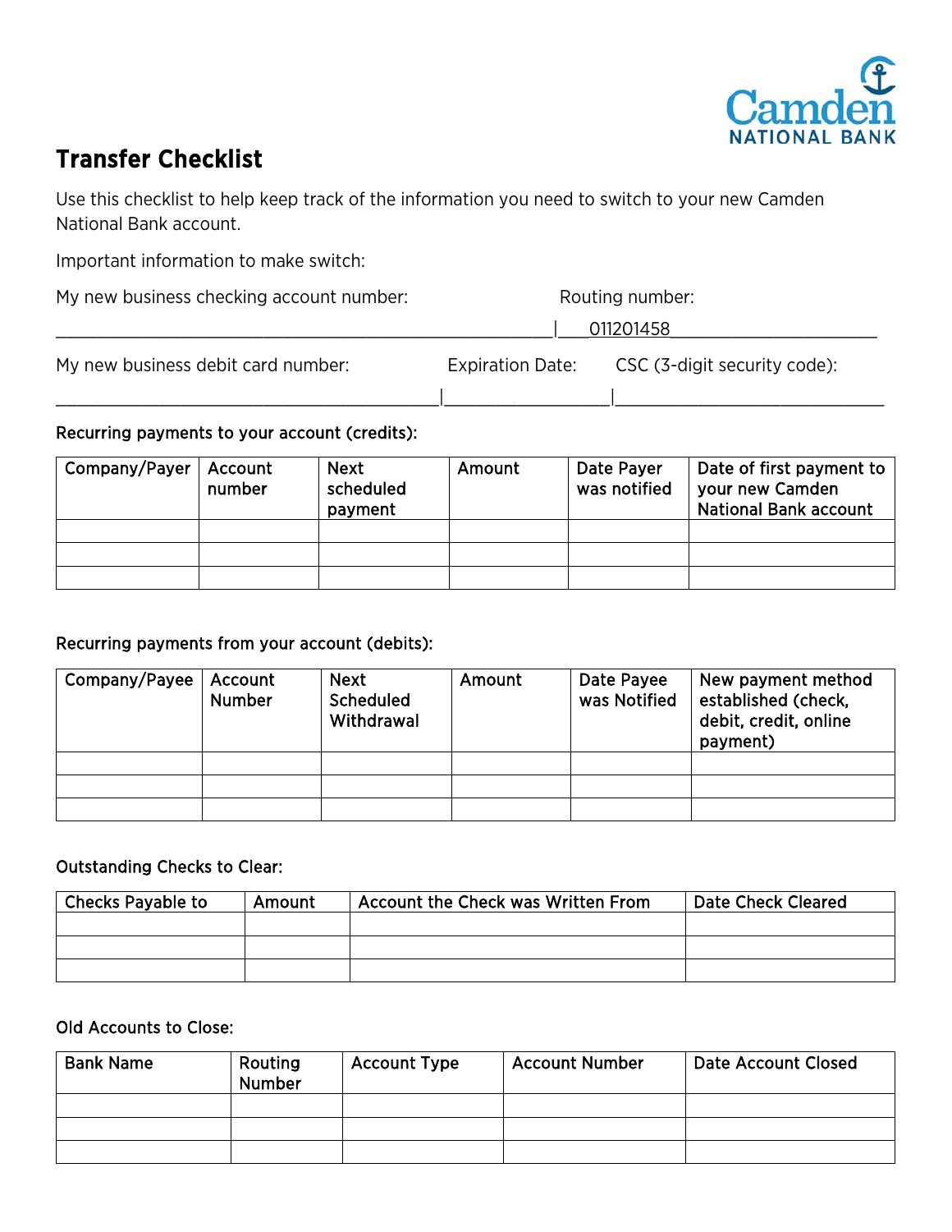Camden NATIONAL BANK

# Transfer Checklist

Use this checklist to help keep track of the information you need to switch to your new Camden National Bank account.

Important information to make switch:

My new business checking account number: ______________________ | Routing number: 011201458

My new business debit card number: ______________________ | Expiration Date: __________ | CSC (3-digit security code): __________

Recurring payments to your account (credits):

| Company/Payer | Account number | Next scheduled payment | Amount | Date Payer was notified | Date of first payment to your new Camden National Bank account |
|---|---|---|---|---|---|
| | | | | | |
| | | | | | |
| | | | | | |

Recurring payments from your account (debits):

| Company/Payee | Account Number | Next Scheduled Withdrawal | Amount | Date Payee was Notified | New payment method established (check, debit, credit, online payment) |
|---|---|---|---|---|---|
| | | | | | |
| | | | | | |
| | | | | | |

Outstanding Checks to Clear:

| Checks Payable to | Amount | Account the Check was Written From | Date Check Cleared |
|---|---|---|---|
| | | | |
| | | | |
| | | | |

Old Accounts to Close:

| Bank Name | Routing Number | Account Type | Account Number | Date Account Closed |
|---|---|---|---|---|
| | | | | |
| | | | | |
| | | | | |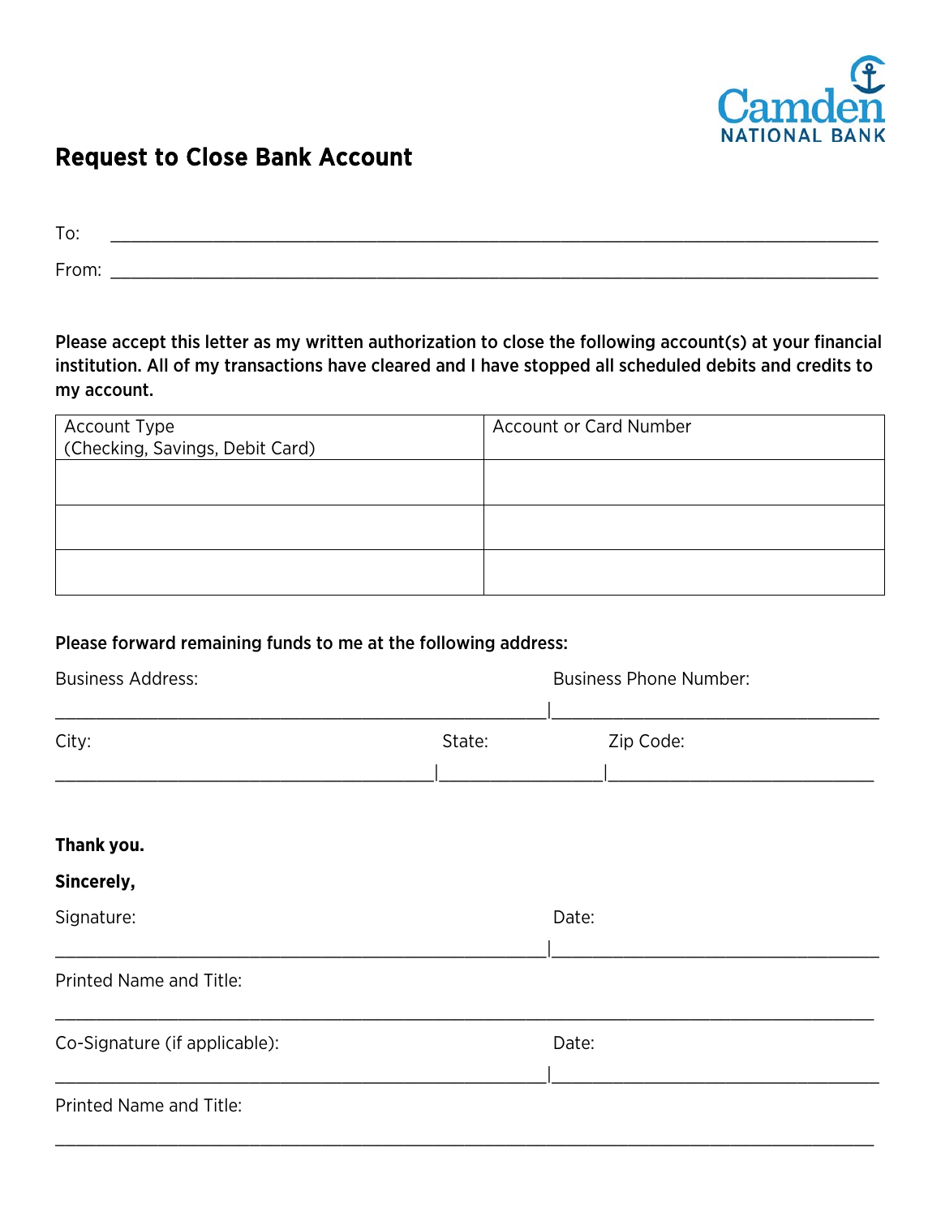Camden NATIONAL BANK

## Request to Close Bank Account

To: ______________________________________________________________

From: ______________________________________________________________

**Please accept this letter as my written authorization to close the following account(s) at your financial institution. All of my transactions have cleared and I have stopped all scheduled debits and credits to my account.**

| Account Type (Checking, Savings, Debit Card) | Account or Card Number |
|---|---|
| | |
| | |
| | |

**Please forward remaining funds to me at the following address:**

Business Address: ______________________________ | Business Phone Number: ______________________________

City: ______________________________ | State: ______________ | Zip Code: ______________________

**Thank you.**

**Sincerely,**

Signature: ______________________________ | Date: ______________________________

Printed Name and Title: ______________________________________________________________

Co-Signature (if applicable): ______________________________ | Date: ______________________________

Printed Name and Title: ______________________________________________________________